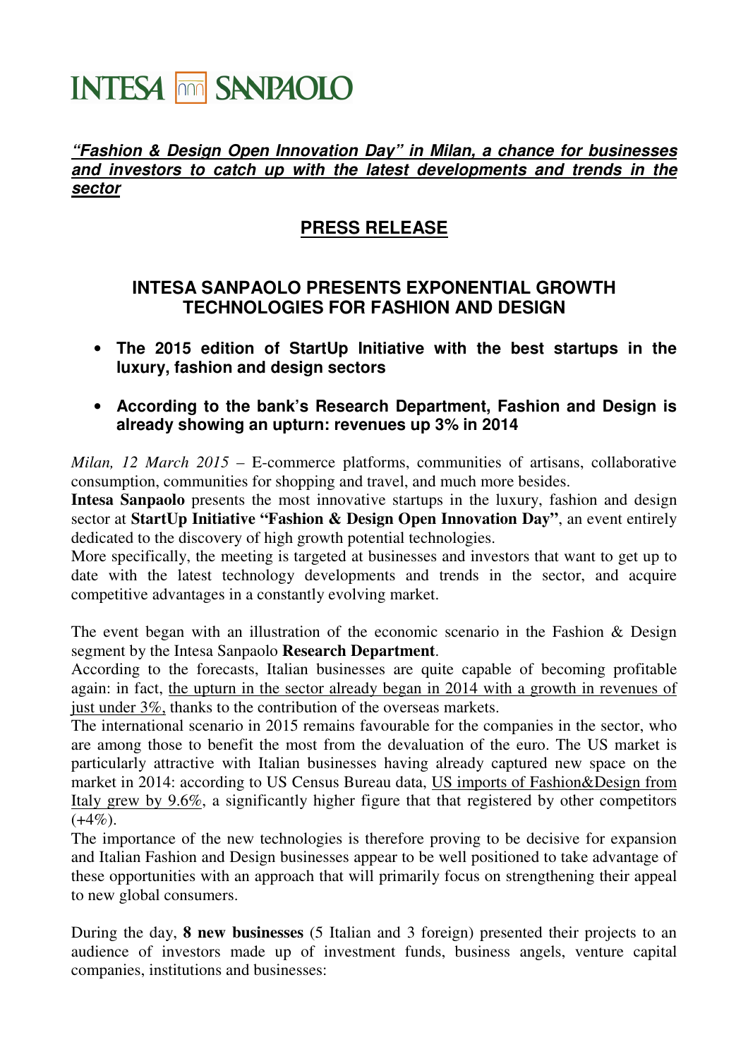INTESA SANPAOLO

***"Fashion & Design Open Innovation Day" in Milan, a chance for businesses and investors to catch up with the latest developments and trends in the sector***

## PRESS RELEASE

## INTESA SANPAOLO PRESENTS EXPONENTIAL GROWTH TECHNOLOGIES FOR FASHION AND DESIGN

- **The 2015 edition of StartUp Initiative with the best startups in the luxury, fashion and design sectors**
- **According to the bank's Research Department, Fashion and Design is already showing an upturn: revenues up 3% in 2014**

*Milan, 12 March 2015* – E-commerce platforms, communities of artisans, collaborative consumption, communities for shopping and travel, and much more besides.
**Intesa Sanpaolo** presents the most innovative startups in the luxury, fashion and design sector at **StartUp Initiative "Fashion & Design Open Innovation Day"**, an event entirely dedicated to the discovery of high growth potential technologies.
More specifically, the meeting is targeted at businesses and investors that want to get up to date with the latest technology developments and trends in the sector, and acquire competitive advantages in a constantly evolving market.

The event began with an illustration of the economic scenario in the Fashion & Design segment by the Intesa Sanpaolo **Research Department**.
According to the forecasts, Italian businesses are quite capable of becoming profitable again: in fact, the upturn in the sector already began in 2014 with a growth in revenues of just under 3%, thanks to the contribution of the overseas markets.
The international scenario in 2015 remains favourable for the companies in the sector, who are among those to benefit the most from the devaluation of the euro. The US market is particularly attractive with Italian businesses having already captured new space on the market in 2014: according to US Census Bureau data, US imports of Fashion&Design from Italy grew by 9.6%, a significantly higher figure that that registered by other competitors (+4%).
The importance of the new technologies is therefore proving to be decisive for expansion and Italian Fashion and Design businesses appear to be well positioned to take advantage of these opportunities with an approach that will primarily focus on strengthening their appeal to new global consumers.

During the day, **8 new businesses** (5 Italian and 3 foreign) presented their projects to an audience of investors made up of investment funds, business angels, venture capital companies, institutions and businesses: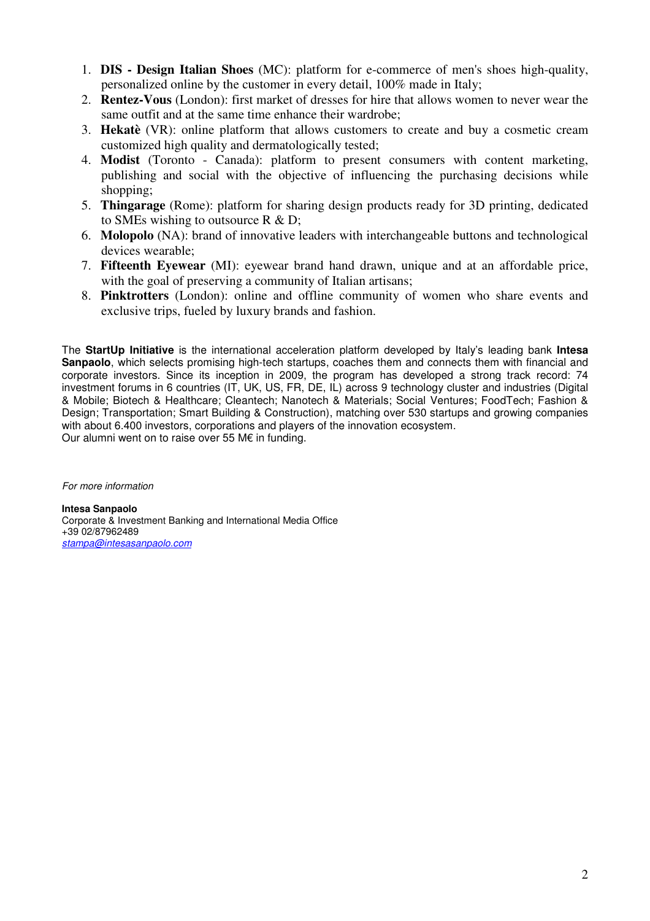1. **DIS - Design Italian Shoes** (MC): platform for e-commerce of men's shoes high-quality, personalized online by the customer in every detail, 100% made in Italy;
2. **Rentez-Vous** (London): first market of dresses for hire that allows women to never wear the same outfit and at the same time enhance their wardrobe;
3. **Hekatè** (VR): online platform that allows customers to create and buy a cosmetic cream customized high quality and dermatologically tested;
4. **Modist** (Toronto - Canada): platform to present consumers with content marketing, publishing and social with the objective of influencing the purchasing decisions while shopping;
5. **Thingarage** (Rome): platform for sharing design products ready for 3D printing, dedicated to SMEs wishing to outsource R & D;
6. **Molopolo** (NA): brand of innovative leaders with interchangeable buttons and technological devices wearable;
7. **Fifteenth Eyewear** (MI): eyewear brand hand drawn, unique and at an affordable price, with the goal of preserving a community of Italian artisans;
8. **Pinktrotters** (London): online and offline community of women who share events and exclusive trips, fueled by luxury brands and fashion.

The **StartUp Initiative** is the international acceleration platform developed by Italy's leading bank **Intesa Sanpaolo**, which selects promising high-tech startups, coaches them and connects them with financial and corporate investors. Since its inception in 2009, the program has developed a strong track record: 74 investment forums in 6 countries (IT, UK, US, FR, DE, IL) across 9 technology cluster and industries (Digital & Mobile; Biotech & Healthcare; Cleantech; Nanotech & Materials; Social Ventures; FoodTech; Fashion & Design; Transportation; Smart Building & Construction), matching over 530 startups and growing companies with about 6.400 investors, corporations and players of the innovation ecosystem.
Our alumni went on to raise over 55 M€ in funding.

*For more information*

**Intesa Sanpaolo**
Corporate & Investment Banking and International Media Office
+39 02/87962489
*stampa@intesasanpaolo.com*